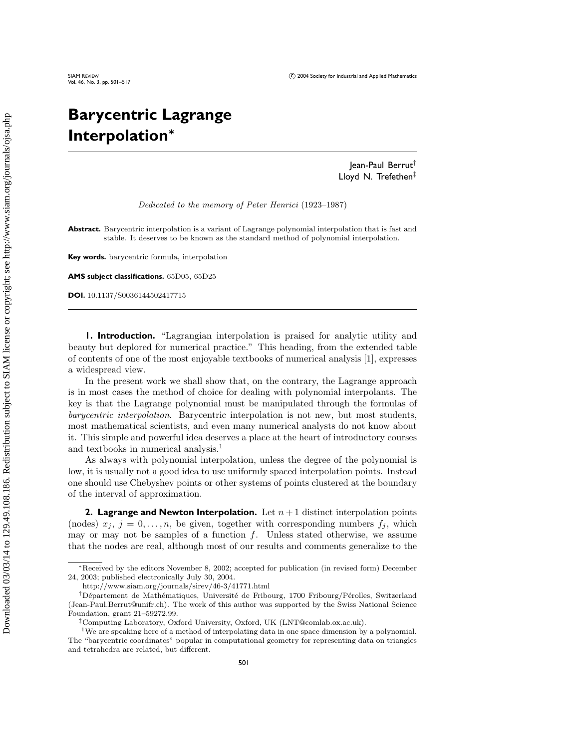# Barycentric Lagrange Interpolation*

Jean-Paul Berrut†
Lloyd N. Trefethen‡

*Dedicated to the memory of Peter Henrici (1923–1987)*

**Abstract.** Barycentric interpolation is a variant of Lagrange polynomial interpolation that is fast and stable. It deserves to be known as the standard method of polynomial interpolation.

**Key words.** barycentric formula, interpolation

**AMS subject classifications.** 65D05, 65D25

**DOI.** 10.1137/S0036144502417715

## 1. Introduction.

"Lagrangian interpolation is praised for analytic utility and beauty but deplored for numerical practice." This heading, from the extended table of contents of one of the most enjoyable textbooks of numerical analysis [1], expresses a widespread view.

In the present work we shall show that, on the contrary, the Lagrange approach is in most cases the method of choice for dealing with polynomial interpolants. The key is that the Lagrange polynomial must be manipulated through the formulas of *barycentric interpolation*. Barycentric interpolation is not new, but most students, most mathematical scientists, and even many numerical analysts do not know about it. This simple and powerful idea deserves a place at the heart of introductory courses and textbooks in numerical analysis.[1]

As always with polynomial interpolation, unless the degree of the polynomial is low, it is usually not a good idea to use uniformly spaced interpolation points. Instead one should use Chebyshev points or other systems of points clustered at the boundary of the interval of approximation.

## 2. Lagrange and Newton Interpolation.

Let $n+1$ distinct interpolation points (nodes) $x_j$, $j = 0, \ldots, n$, be given, together with corresponding numbers $f_j$, which may or may not be samples of a function $f$. Unless stated otherwise, we assume that the nodes are real, although most of our results and comments generalize to the

---

*Received by the editors November 8, 2002; accepted for publication (in revised form) December 24, 2003; published electronically July 30, 2004.
http://www.siam.org/journals/sirev/46-3/41771.html

†Département de Mathématiques, Université de Fribourg, 1700 Fribourg/Pérolles, Switzerland (Jean-Paul.Berrut@unifr.ch). The work of this author was supported by the Swiss National Science Foundation, grant 21–59272.99.

‡Computing Laboratory, Oxford University, Oxford, UK (LNT@comlab.ox.ac.uk).

[1] We are speaking here of a method of interpolating data in one space dimension by a polynomial. The "barycentric coordinates" popular in computational geometry for representing data on triangles and tetrahedra are related, but different.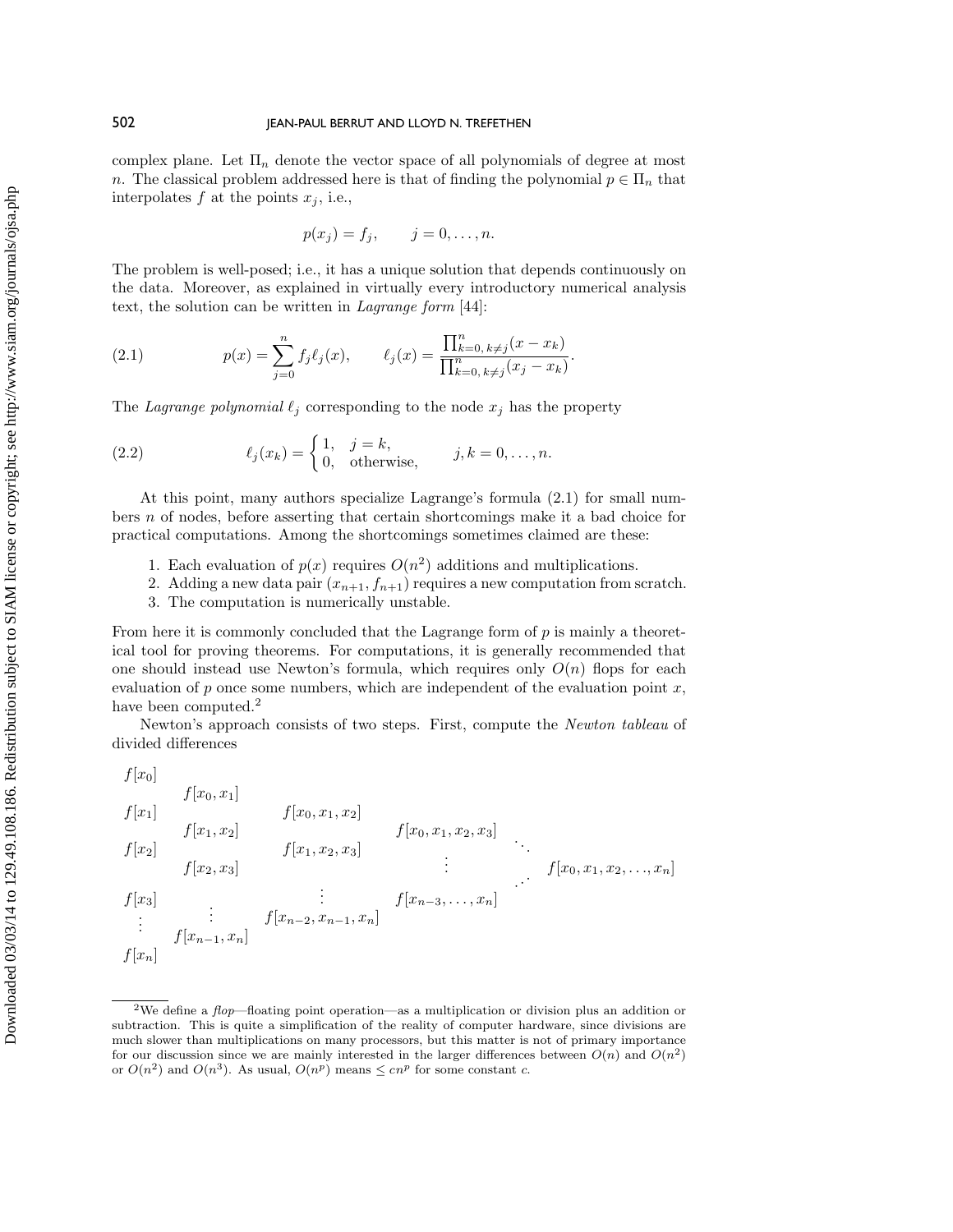complex plane. Let $\Pi_n$ denote the vector space of all polynomials of degree at most $n$. The classical problem addressed here is that of finding the polynomial $p \in \Pi_n$ that interpolates $f$ at the points $x_j$, i.e.,

$$p(x_j) = f_j, \qquad j = 0, \ldots, n.$$

The problem is well-posed; i.e., it has a unique solution that depends continuously on the data. Moreover, as explained in virtually every introductory numerical analysis text, the solution can be written in *Lagrange form* [44]:

$$(2.1) \qquad p(x) = \sum_{j=0}^{n} f_j \ell_j(x), \qquad \ell_j(x) = \frac{\prod_{k=0,\, k\neq j}^{n} (x - x_k)}{\prod_{k=0,\, k\neq j}^{n} (x_j - x_k)}.$$

The *Lagrange polynomial* $\ell_j$ corresponding to the node $x_j$ has the property

$$(2.2) \qquad \ell_j(x_k) = \begin{cases} 1, & j = k, \\ 0, & \text{otherwise,} \end{cases} \qquad j, k = 0, \ldots, n.$$

At this point, many authors specialize Lagrange's formula (2.1) for small numbers $n$ of nodes, before asserting that certain shortcomings make it a bad choice for practical computations. Among the shortcomings sometimes claimed are these:

1. Each evaluation of $p(x)$ requires $O(n^2)$ additions and multiplications.
2. Adding a new data pair $(x_{n+1}, f_{n+1})$ requires a new computation from scratch.
3. The computation is numerically unstable.

From here it is commonly concluded that the Lagrange form of $p$ is mainly a theoretical tool for proving theorems. For computations, it is generally recommended that one should instead use Newton's formula, which requires only $O(n)$ flops for each evaluation of $p$ once some numbers, which are independent of the evaluation point $x$, have been computed.[2]

Newton's approach consists of two steps. First, compute the *Newton tableau* of divided differences

$$\begin{array}{ccccccc}
f[x_0] & & & & & & \\
 & f[x_0,x_1] & & & & & \\
f[x_1] & & f[x_0,x_1,x_2] & & & & \\
 & f[x_1,x_2] & & f[x_0,x_1,x_2,x_3] & & & \\
f[x_2] & & f[x_1,x_2,x_3] & & \ddots & & \\
 & f[x_2,x_3] & & \vdots & & & f[x_0,x_1,x_2,\ldots,x_n] \\
 & & \vdots & & \cdot^{\cdot^{\cdot}} & & \\
f[x_3] & & & f[x_{n-3},\ldots,x_n] & & & \\
\vdots & \vdots & f[x_{n-2},x_{n-1},x_n] & & & & \\
 & f[x_{n-1},x_n] & & & & & \\
f[x_n] & & & & & &
\end{array}$$

---

[2] We define a *flop*—floating point operation—as a multiplication or division plus an addition or subtraction. This is quite a simplification of the reality of computer hardware, since divisions are much slower than multiplications on many processors, but this matter is not of primary importance for our discussion since we are mainly interested in the larger differences between $O(n)$ and $O(n^2)$ or $O(n^2)$ and $O(n^3)$. As usual, $O(n^p)$ means $\leq cn^p$ for some constant $c$.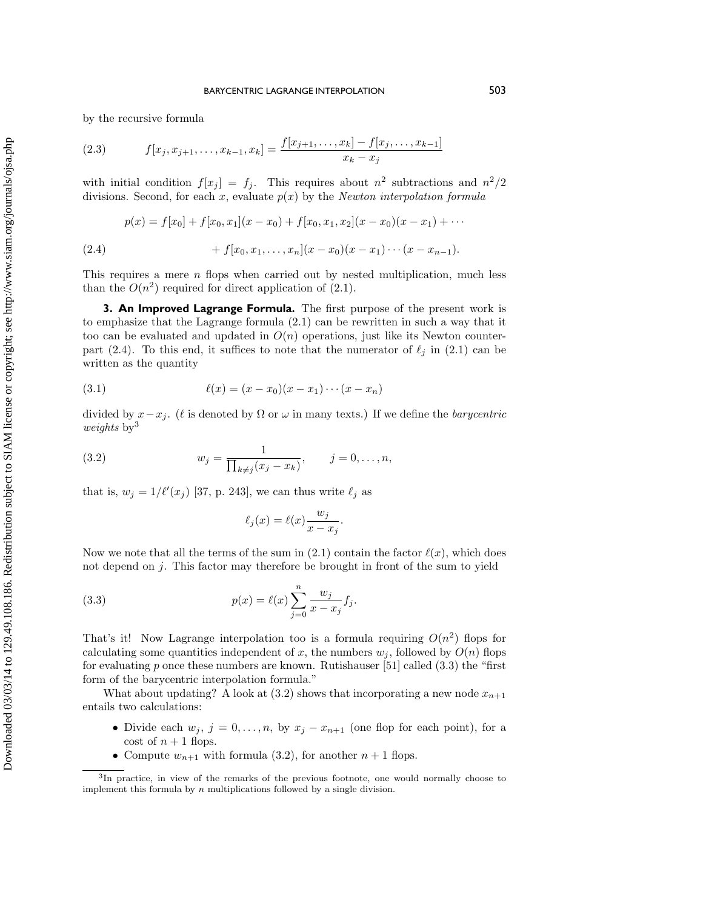by the recursive formula

$$f[x_j, x_{j+1}, \ldots, x_{k-1}, x_k] = \frac{f[x_{j+1}, \ldots, x_k] - f[x_j, \ldots, x_{k-1}]}{x_k - x_j} \tag{2.3}$$

with initial condition $f[x_j] = f_j$. This requires about $n^2$ subtractions and $n^2/2$ divisions. Second, for each $x$, evaluate $p(x)$ by the *Newton interpolation formula*

$$\begin{aligned} p(x) &= f[x_0] + f[x_0, x_1](x - x_0) + f[x_0, x_1, x_2](x - x_0)(x - x_1) + \cdots \\ &\quad + f[x_0, x_1, \ldots, x_n](x - x_0)(x - x_1)\cdots(x - x_{n-1}). \end{aligned} \tag{2.4}$$

This requires a mere $n$ flops when carried out by nested multiplication, much less than the $O(n^2)$ required for direct application of (2.1).

## 3. An Improved Lagrange Formula.

The first purpose of the present work is to emphasize that the Lagrange formula (2.1) can be rewritten in such a way that it too can be evaluated and updated in $O(n)$ operations, just like its Newton counterpart (2.4). To this end, it suffices to note that the numerator of $\ell_j$ in (2.1) can be written as the quantity

$$\ell(x) = (x - x_0)(x - x_1)\cdots(x - x_n) \tag{3.1}$$

divided by $x - x_j$. ($\ell$ is denoted by $\Omega$ or $\omega$ in many texts.) If we define the *barycentric weights* by[3]

$$w_j = \frac{1}{\prod_{k \neq j}(x_j - x_k)}, \qquad j = 0, \ldots, n, \tag{3.2}$$

that is, $w_j = 1/\ell'(x_j)$ [37, p. 243], we can thus write $\ell_j$ as

$$\ell_j(x) = \ell(x)\frac{w_j}{x - x_j}.$$

Now we note that all the terms of the sum in (2.1) contain the factor $\ell(x)$, which does not depend on $j$. This factor may therefore be brought in front of the sum to yield

$$p(x) = \ell(x)\sum_{j=0}^{n} \frac{w_j}{x - x_j} f_j. \tag{3.3}$$

That's it! Now Lagrange interpolation too is a formula requiring $O(n^2)$ flops for calculating some quantities independent of $x$, the numbers $w_j$, followed by $O(n)$ flops for evaluating $p$ once these numbers are known. Rutishauser [51] called (3.3) the "first form of the barycentric interpolation formula."

What about updating? A look at (3.2) shows that incorporating a new node $x_{n+1}$ entails two calculations:

- Divide each $w_j$, $j = 0, \ldots, n$, by $x_j - x_{n+1}$ (one flop for each point), for a cost of $n + 1$ flops.
- Compute $w_{n+1}$ with formula (3.2), for another $n + 1$ flops.

[3] In practice, in view of the remarks of the previous footnote, one would normally choose to implement this formula by $n$ multiplications followed by a single division.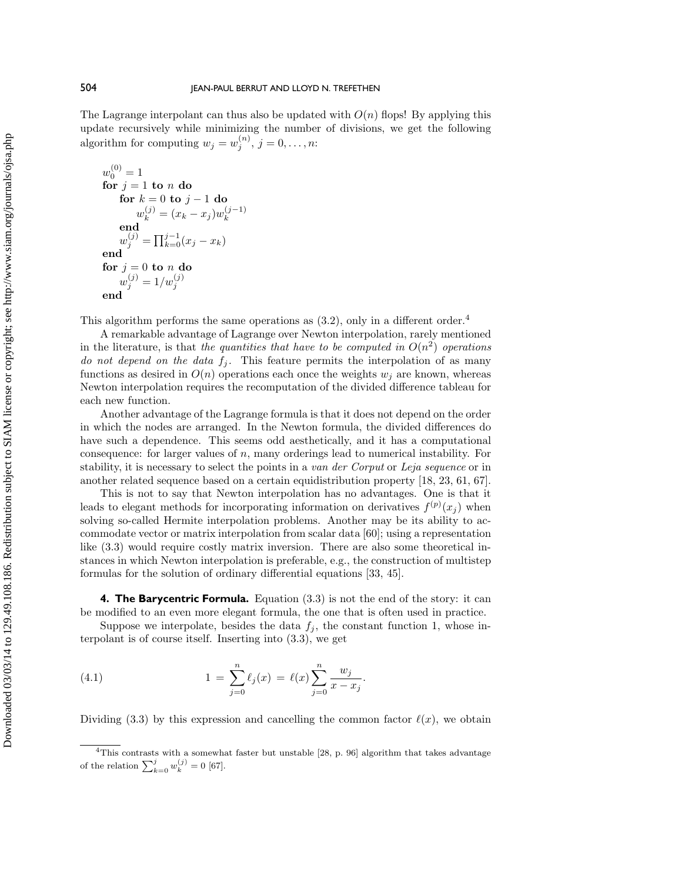The Lagrange interpolant can thus also be updated with $O(n)$ flops! By applying this update recursively while minimizing the number of divisions, we get the following algorithm for computing $w_j = w_j^{(n)}$, $j = 0, \ldots, n$:

$$
\begin{array}{l}
w_0^{(0)} = 1 \\
\textbf{for } j = 1 \textbf{ to } n \textbf{ do} \\
\quad \textbf{for } k = 0 \textbf{ to } j-1 \textbf{ do} \\
\quad\quad w_k^{(j)} = (x_k - x_j) w_k^{(j-1)} \\
\quad \textbf{end} \\
\quad w_j^{(j)} = \prod_{k=0}^{j-1} (x_j - x_k) \\
\textbf{end} \\
\textbf{for } j = 0 \textbf{ to } n \textbf{ do} \\
\quad w_j^{(j)} = 1/w_j^{(j)} \\
\textbf{end}
\end{array}
$$

This algorithm performs the same operations as (3.2), only in a different order.[4]

A remarkable advantage of Lagrange over Newton interpolation, rarely mentioned in the literature, is that *the quantities that have to be computed in $O(n^2)$ operations do not depend on the data $f_j$*. This feature permits the interpolation of as many functions as desired in $O(n)$ operations each once the weights $w_j$ are known, whereas Newton interpolation requires the recomputation of the divided difference tableau for each new function.

Another advantage of the Lagrange formula is that it does not depend on the order in which the nodes are arranged. In the Newton formula, the divided differences do have such a dependence. This seems odd aesthetically, and it has a computational consequence: for larger values of $n$, many orderings lead to numerical instability. For stability, it is necessary to select the points in a *van der Corput* or *Leja sequence* or in another related sequence based on a certain equidistribution property [18, 23, 61, 67].

This is not to say that Newton interpolation has no advantages. One is that it leads to elegant methods for incorporating information on derivatives $f^{(p)}(x_j)$ when solving so-called Hermite interpolation problems. Another may be its ability to accommodate vector or matrix interpolation from scalar data [60]; using a representation like (3.3) would require costly matrix inversion. There are also some theoretical instances in which Newton interpolation is preferable, e.g., the construction of multistep formulas for the solution of ordinary differential equations [33, 45].

## 4. The Barycentric Formula.

Equation (3.3) is not the end of the story: it can be modified to an even more elegant formula, the one that is often used in practice.

Suppose we interpolate, besides the data $f_j$, the constant function 1, whose interpolant is of course itself. Inserting into (3.3), we get

$$
1 = \sum_{j=0}^{n} \ell_j(x) = \ell(x) \sum_{j=0}^{n} \frac{w_j}{x - x_j}. \tag{4.1}
$$

Dividing (3.3) by this expression and cancelling the common factor $\ell(x)$, we obtain

[4] This contrasts with a somewhat faster but unstable [28, p. 96] algorithm that takes advantage of the relation $\sum_{k=0}^{j} w_k^{(j)} = 0$ [67].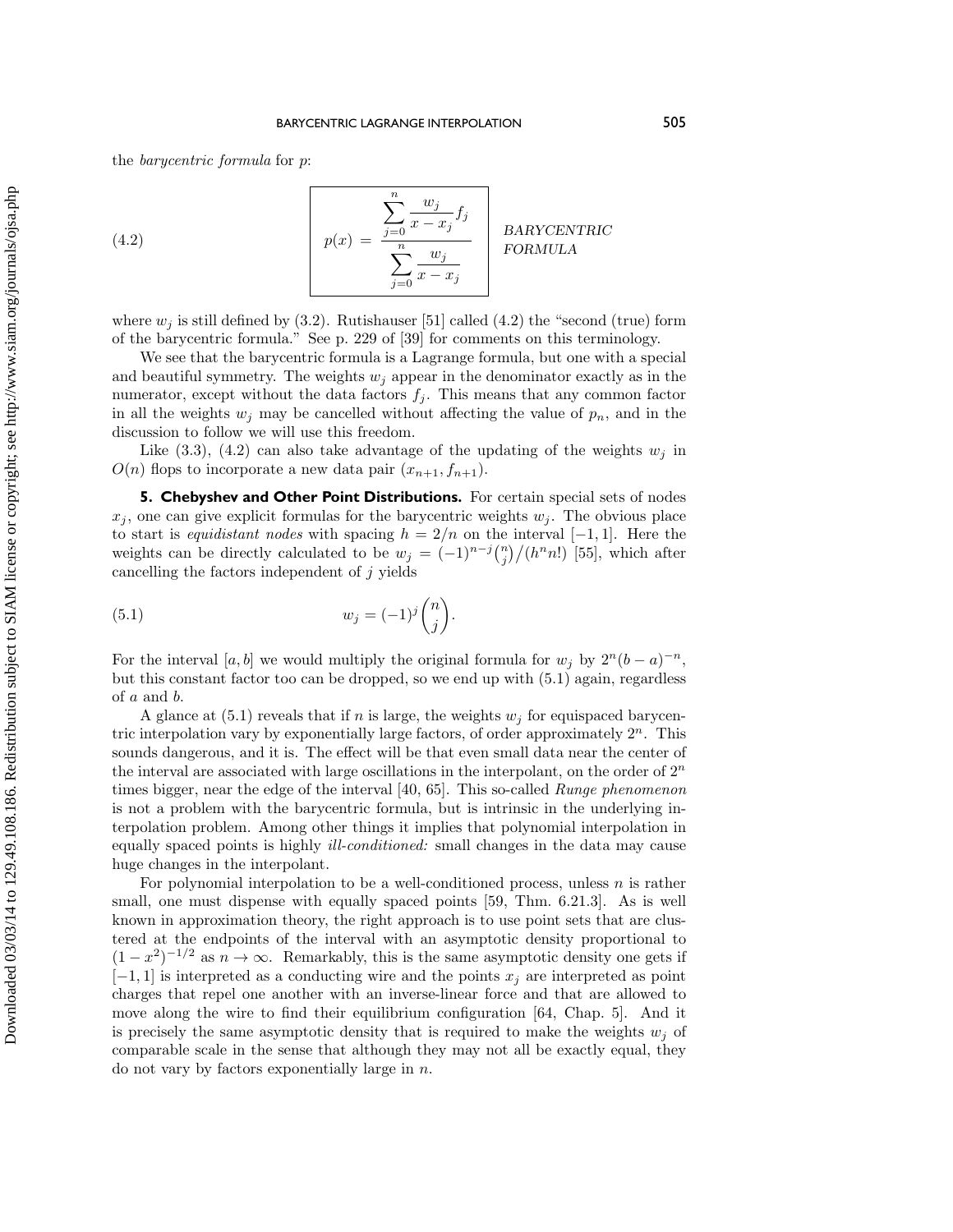the *barycentric formula* for $p$:

$$p(x) = \frac{\displaystyle\sum_{j=0}^{n} \frac{w_j}{x - x_j} f_j}{\displaystyle\sum_{j=0}^{n} \frac{w_j}{x - x_j}} \qquad \textit{BARYCENTRIC FORMULA} \tag{4.2}$$

where $w_j$ is still defined by (3.2). Rutishauser [51] called (4.2) the "second (true) form of the barycentric formula." See p. 229 of [39] for comments on this terminology.

We see that the barycentric formula is a Lagrange formula, but one with a special and beautiful symmetry. The weights $w_j$ appear in the denominator exactly as in the numerator, except without the data factors $f_j$. This means that any common factor in all the weights $w_j$ may be cancelled without affecting the value of $p_n$, and in the discussion to follow we will use this freedom.

Like (3.3), (4.2) can also take advantage of the updating of the weights $w_j$ in $O(n)$ flops to incorporate a new data pair $(x_{n+1}, f_{n+1})$.

## 5. Chebyshev and Other Point Distributions.

For certain special sets of nodes $x_j$, one can give explicit formulas for the barycentric weights $w_j$. The obvious place to start is *equidistant nodes* with spacing $h = 2/n$ on the interval $[-1, 1]$. Here the weights can be directly calculated to be $w_j = (-1)^{n-j}\binom{n}{j}\big/(h^n n!)$ [55], which after cancelling the factors independent of $j$ yields

$$w_j = (-1)^j \binom{n}{j}. \tag{5.1}$$

For the interval $[a, b]$ we would multiply the original formula for $w_j$ by $2^n(b-a)^{-n}$, but this constant factor too can be dropped, so we end up with (5.1) again, regardless of $a$ and $b$.

A glance at (5.1) reveals that if $n$ is large, the weights $w_j$ for equispaced barycentric interpolation vary by exponentially large factors, of order approximately $2^n$. This sounds dangerous, and it is. The effect will be that even small data near the center of the interval are associated with large oscillations in the interpolant, on the order of $2^n$ times bigger, near the edge of the interval [40, 65]. This so-called *Runge phenomenon* is not a problem with the barycentric formula, but is intrinsic in the underlying interpolation problem. Among other things it implies that polynomial interpolation in equally spaced points is highly *ill-conditioned:* small changes in the data may cause huge changes in the interpolant.

For polynomial interpolation to be a well-conditioned process, unless $n$ is rather small, one must dispense with equally spaced points [59, Thm. 6.21.3]. As is well known in approximation theory, the right approach is to use point sets that are clustered at the endpoints of the interval with an asymptotic density proportional to $(1-x^2)^{-1/2}$ as $n \to \infty$. Remarkably, this is the same asymptotic density one gets if $[-1, 1]$ is interpreted as a conducting wire and the points $x_j$ are interpreted as point charges that repel one another with an inverse-linear force and that are allowed to move along the wire to find their equilibrium configuration [64, Chap. 5]. And it is precisely the same asymptotic density that is required to make the weights $w_j$ of comparable scale in the sense that although they may not all be exactly equal, they do not vary by factors exponentially large in $n$.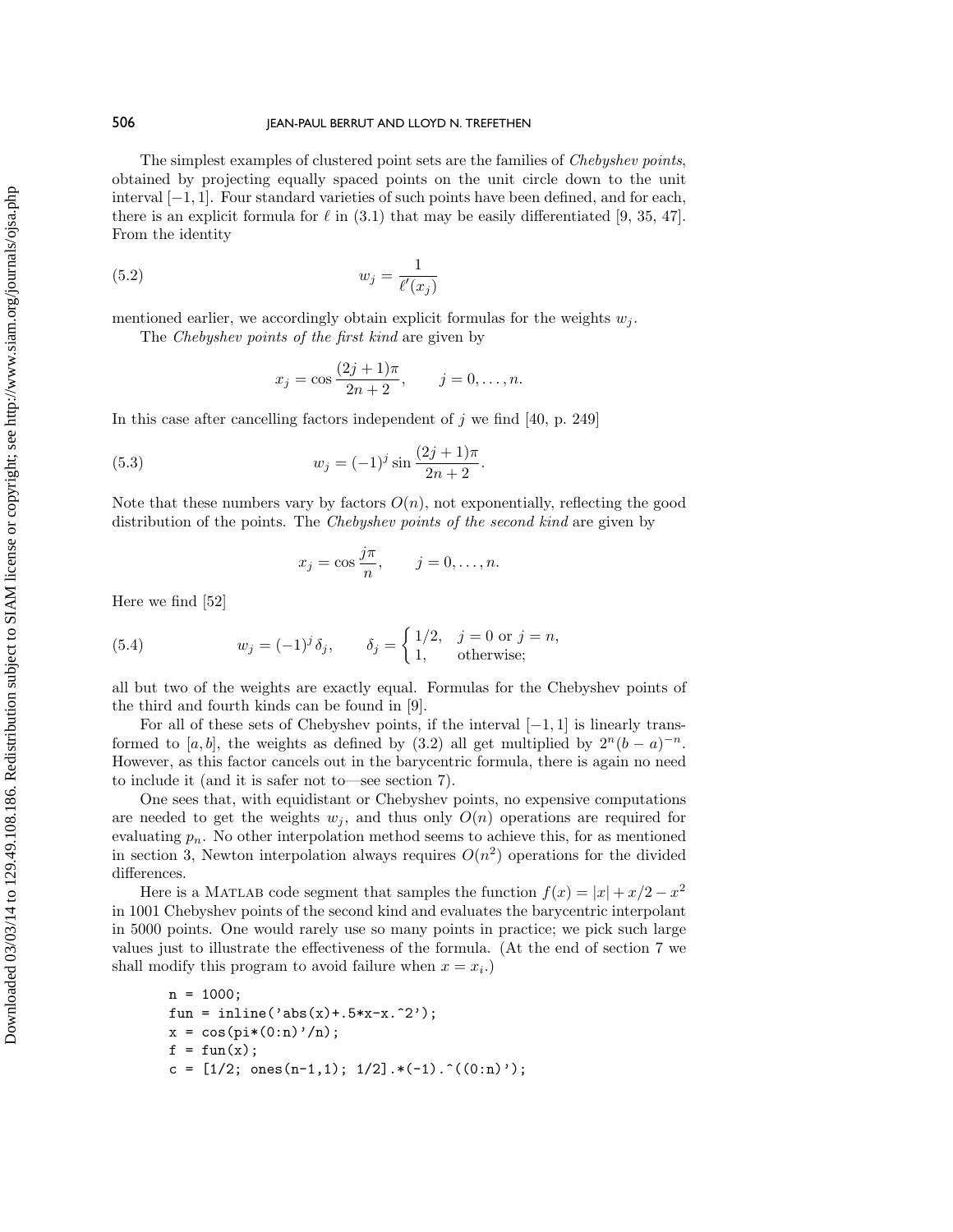The simplest examples of clustered point sets are the families of *Chebyshev points*, obtained by projecting equally spaced points on the unit circle down to the unit interval $[-1, 1]$. Four standard varieties of such points have been defined, and for each, there is an explicit formula for $\ell$ in (3.1) that may be easily differentiated [9, 35, 47]. From the identity

$$w_j = \frac{1}{\ell'(x_j)} \tag{5.2}$$

mentioned earlier, we accordingly obtain explicit formulas for the weights $w_j$.

The *Chebyshev points of the first kind* are given by

$$x_j = \cos \frac{(2j+1)\pi}{2n+2}, \qquad j = 0, \dots, n.$$

In this case after cancelling factors independent of $j$ we find [40, p. 249]

$$w_j = (-1)^j \sin \frac{(2j+1)\pi}{2n+2}. \tag{5.3}$$

Note that these numbers vary by factors $O(n)$, not exponentially, reflecting the good distribution of the points. The *Chebyshev points of the second kind* are given by

$$x_j = \cos \frac{j\pi}{n}, \qquad j = 0, \dots, n.$$

Here we find [52]

$$w_j = (-1)^j \delta_j, \qquad \delta_j = \begin{cases} 1/2, & j = 0 \text{ or } j = n, \\ 1, & \text{otherwise;} \end{cases} \tag{5.4}$$

all but two of the weights are exactly equal. Formulas for the Chebyshev points of the third and fourth kinds can be found in [9].

For all of these sets of Chebyshev points, if the interval $[-1, 1]$ is linearly transformed to $[a, b]$, the weights as defined by (3.2) all get multiplied by $2^n(b-a)^{-n}$. However, as this factor cancels out in the barycentric formula, there is again no need to include it (and it is safer not to—see section 7).

One sees that, with equidistant or Chebyshev points, no expensive computations are needed to get the weights $w_j$, and thus only $O(n)$ operations are required for evaluating $p_n$. No other interpolation method seems to achieve this, for as mentioned in section 3, Newton interpolation always requires $O(n^2)$ operations for the divided differences.

Here is a MATLAB code segment that samples the function $f(x) = |x| + x/2 - x^2$ in 1001 Chebyshev points of the second kind and evaluates the barycentric interpolant in 5000 points. One would rarely use so many points in practice; we pick such large values just to illustrate the effectiveness of the formula. (At the end of section 7 we shall modify this program to avoid failure when $x = x_i$.)

```
n = 1000;
fun = inline('abs(x)+.5*x-x.^2');
x = cos(pi*(0:n)'/n);
f = fun(x);
c = [1/2; ones(n-1,1); 1/2].*(-1).^((0:n)');
```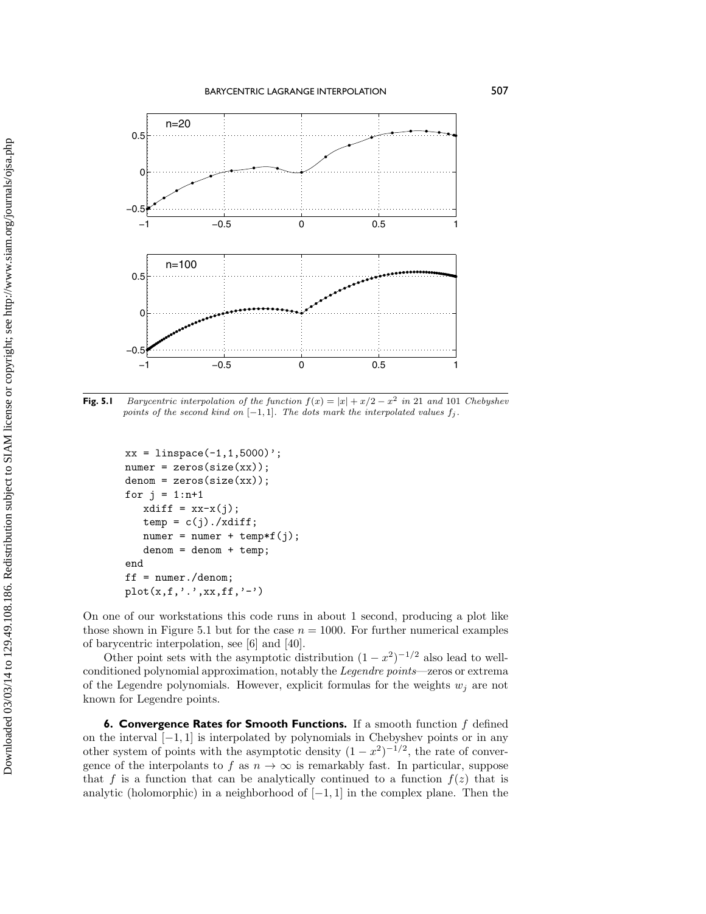**Fig. 5.1** *Barycentric interpolation of the function $f(x) = |x| + x/2 - x^2$ in 21 and 101 Chebyshev points of the second kind on $[-1, 1]$. The dots mark the interpolated values $f_j$.*

```
xx = linspace(-1,1,5000)';
numer = zeros(size(xx));
denom = zeros(size(xx));
for j = 1:n+1
   xdiff = xx-x(j);
   temp = c(j)./xdiff;
   numer = numer + temp*f(j);
   denom = denom + temp;
end
ff = numer./denom;
plot(x,f,'.',xx,ff,'-')
```

On one of our workstations this code runs in about 1 second, producing a plot like those shown in Figure 5.1 but for the case $n = 1000$. For further numerical examples of barycentric interpolation, see [6] and [40].

Other point sets with the asymptotic distribution $(1 - x^2)^{-1/2}$ also lead to well-conditioned polynomial approximation, notably the *Legendre points*—zeros or extrema of the Legendre polynomials. However, explicit formulas for the weights $w_j$ are not known for Legendre points.

## 6. Convergence Rates for Smooth Functions.

If a smooth function $f$ defined on the interval $[-1, 1]$ is interpolated by polynomials in Chebyshev points or in any other system of points with the asymptotic density $(1 - x^2)^{-1/2}$, the rate of convergence of the interpolants to $f$ as $n \to \infty$ is remarkably fast. In particular, suppose that $f$ is a function that can be analytically continued to a function $f(z)$ that is analytic (holomorphic) in a neighborhood of $[-1, 1]$ in the complex plane. Then the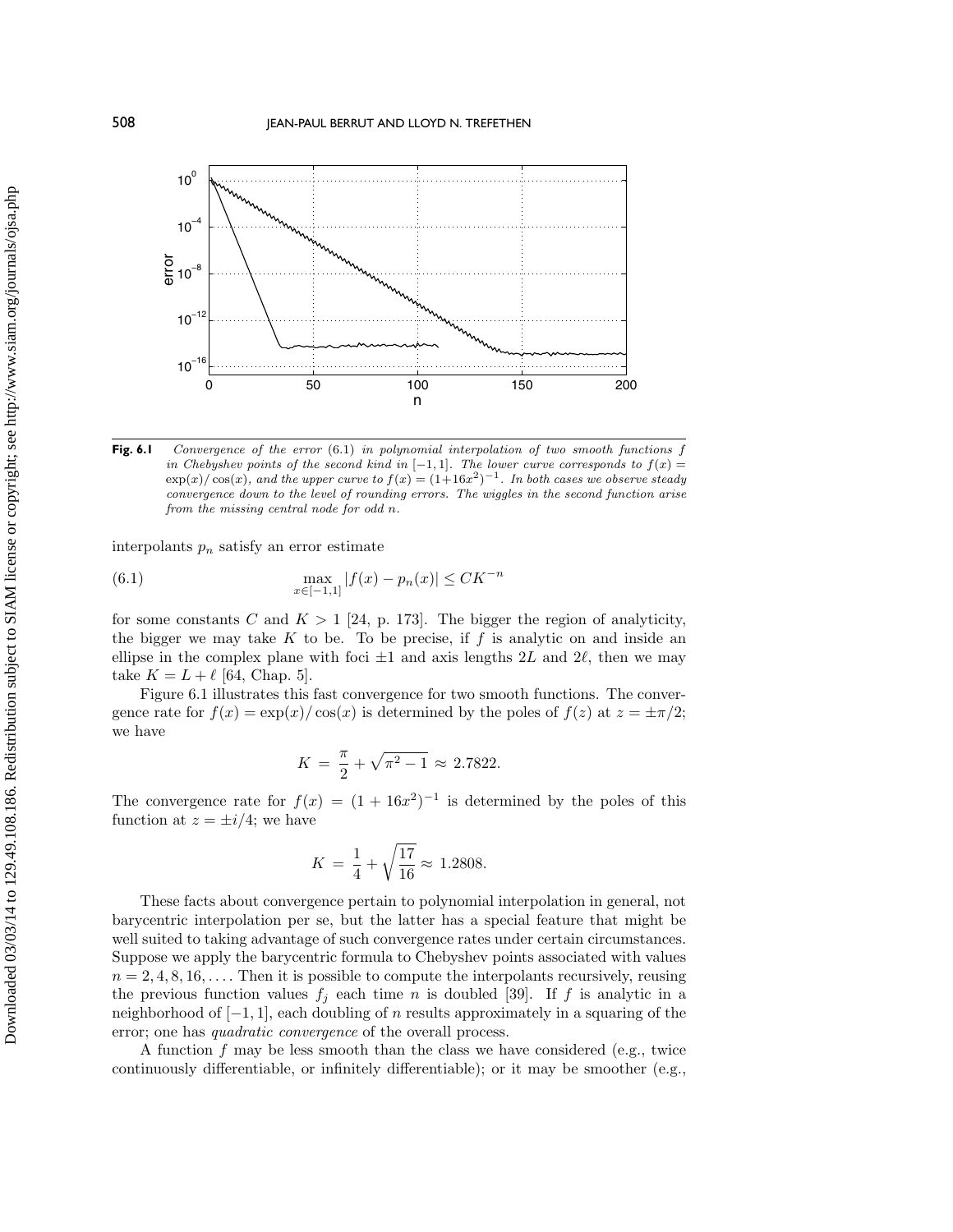**Fig. 6.1** *Convergence of the error* (6.1) *in polynomial interpolation of two smooth functions $f$ in Chebyshev points of the second kind in $[-1,1]$. The lower curve corresponds to $f(x) = \exp(x)/\cos(x)$, and the upper curve to $f(x) = (1+16x^2)^{-1}$. In both cases we observe steady convergence down to the level of rounding errors. The wiggles in the second function arise from the missing central node for odd $n$.*

interpolants $p_n$ satisfy an error estimate

$$\max_{x\in[-1,1]} |f(x) - p_n(x)| \le CK^{-n} \tag{6.1}$$

for some constants $C$ and $K > 1$ [24, p. 173]. The bigger the region of analyticity, the bigger we may take $K$ to be. To be precise, if $f$ is analytic on and inside an ellipse in the complex plane with foci $\pm 1$ and axis lengths $2L$ and $2\ell$, then we may take $K = L + \ell$ [64, Chap. 5].

Figure 6.1 illustrates this fast convergence for two smooth functions. The convergence rate for $f(x) = \exp(x)/\cos(x)$ is determined by the poles of $f(z)$ at $z = \pm\pi/2$; we have

$$K = \frac{\pi}{2} + \sqrt{\pi^2 - 1} \approx 2.7822.$$

The convergence rate for $f(x) = (1 + 16x^2)^{-1}$ is determined by the poles of this function at $z = \pm i/4$; we have

$$K = \frac{1}{4} + \sqrt{\frac{17}{16}} \approx 1.2808.$$

These facts about convergence pertain to polynomial interpolation in general, not barycentric interpolation per se, but the latter has a special feature that might be well suited to taking advantage of such convergence rates under certain circumstances. Suppose we apply the barycentric formula to Chebyshev points associated with values $n = 2, 4, 8, 16, \ldots$. Then it is possible to compute the interpolants recursively, reusing the previous function values $f_j$ each time $n$ is doubled [39]. If $f$ is analytic in a neighborhood of $[-1,1]$, each doubling of $n$ results approximately in a squaring of the error; one has *quadratic convergence* of the overall process.

A function $f$ may be less smooth than the class we have considered (e.g., twice continuously differentiable, or infinitely differentiable); or it may be smoother (e.g.,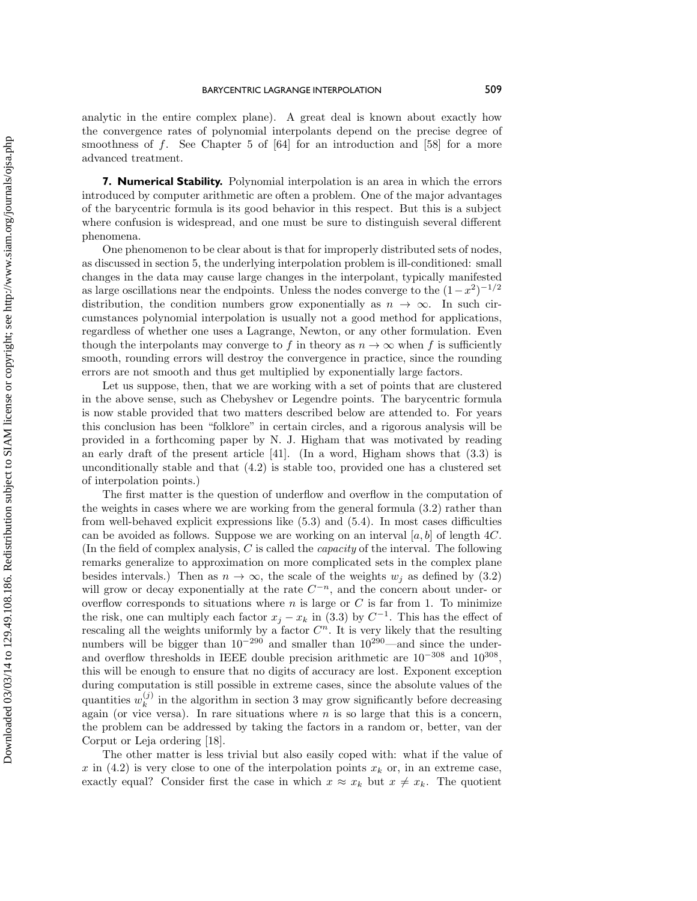analytic in the entire complex plane). A great deal is known about exactly how the convergence rates of polynomial interpolants depend on the precise degree of smoothness of $f$. See Chapter 5 of [64] for an introduction and [58] for a more advanced treatment.

## 7. Numerical Stability.

Polynomial interpolation is an area in which the errors introduced by computer arithmetic are often a problem. One of the major advantages of the barycentric formula is its good behavior in this respect. But this is a subject where confusion is widespread, and one must be sure to distinguish several different phenomena.

One phenomenon to be clear about is that for improperly distributed sets of nodes, as discussed in section 5, the underlying interpolation problem is ill-conditioned: small changes in the data may cause large changes in the interpolant, typically manifested as large oscillations near the endpoints. Unless the nodes converge to the $(1-x^2)^{-1/2}$ distribution, the condition numbers grow exponentially as $n \to \infty$. In such circumstances polynomial interpolation is usually not a good method for applications, regardless of whether one uses a Lagrange, Newton, or any other formulation. Even though the interpolants may converge to $f$ in theory as $n \to \infty$ when $f$ is sufficiently smooth, rounding errors will destroy the convergence in practice, since the rounding errors are not smooth and thus get multiplied by exponentially large factors.

Let us suppose, then, that we are working with a set of points that are clustered in the above sense, such as Chebyshev or Legendre points. The barycentric formula is now stable provided that two matters described below are attended to. For years this conclusion has been "folklore" in certain circles, and a rigorous analysis will be provided in a forthcoming paper by N. J. Higham that was motivated by reading an early draft of the present article [41]. (In a word, Higham shows that (3.3) is unconditionally stable and that (4.2) is stable too, provided one has a clustered set of interpolation points.)

The first matter is the question of underflow and overflow in the computation of the weights in cases where we are working from the general formula (3.2) rather than from well-behaved explicit expressions like (5.3) and (5.4). In most cases difficulties can be avoided as follows. Suppose we are working on an interval $[a, b]$ of length $4C$. (In the field of complex analysis, $C$ is called the *capacity* of the interval. The following remarks generalize to approximation on more complicated sets in the complex plane besides intervals.) Then as $n \to \infty$, the scale of the weights $w_j$ as defined by (3.2) will grow or decay exponentially at the rate $C^{-n}$, and the concern about under- or overflow corresponds to situations where $n$ is large or $C$ is far from 1. To minimize the risk, one can multiply each factor $x_j - x_k$ in (3.3) by $C^{-1}$. This has the effect of rescaling all the weights uniformly by a factor $C^n$. It is very likely that the resulting numbers will be bigger than $10^{-290}$ and smaller than $10^{290}$—and since the under- and overflow thresholds in IEEE double precision arithmetic are $10^{-308}$ and $10^{308}$, this will be enough to ensure that no digits of accuracy are lost. Exponent exception during computation is still possible in extreme cases, since the absolute values of the quantities $w_k^{(j)}$ in the algorithm in section 3 may grow significantly before decreasing again (or vice versa). In rare situations where $n$ is so large that this is a concern, the problem can be addressed by taking the factors in a random or, better, van der Corput or Leja ordering [18].

The other matter is less trivial but also easily coped with: what if the value of $x$ in (4.2) is very close to one of the interpolation points $x_k$ or, in an extreme case, exactly equal? Consider first the case in which $x \approx x_k$ but $x \neq x_k$. The quotient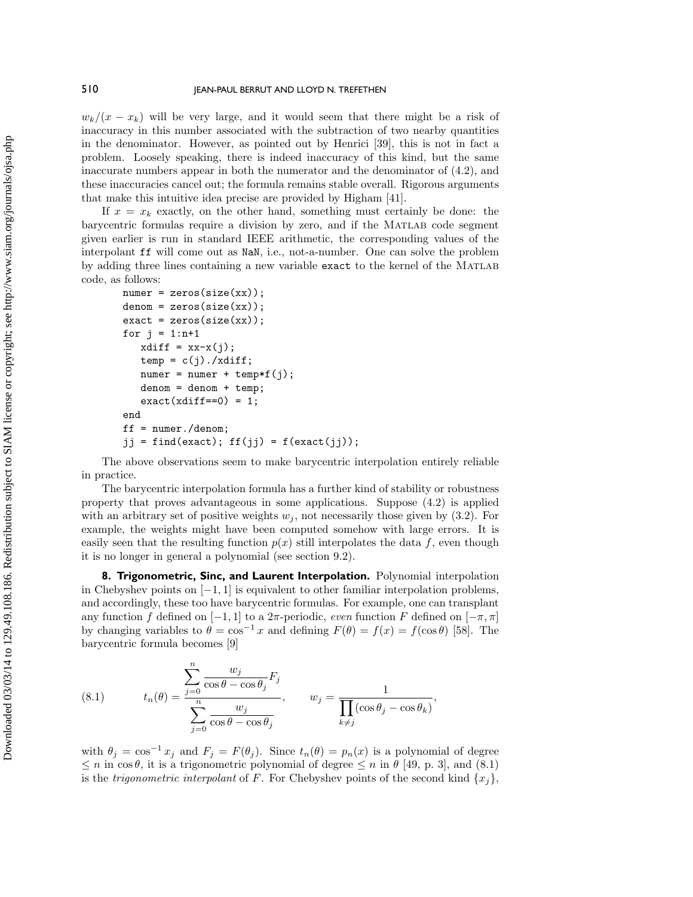$w_k/(x - x_k)$ will be very large, and it would seem that there might be a risk of inaccuracy in this number associated with the subtraction of two nearby quantities in the denominator. However, as pointed out by Henrici [39], this is not in fact a problem. Loosely speaking, there is indeed inaccuracy of this kind, but the same inaccurate numbers appear in both the numerator and the denominator of (4.2), and these inaccuracies cancel out; the formula remains stable overall. Rigorous arguments that make this intuitive idea precise are provided by Higham [41].

If $x = x_k$ exactly, on the other hand, something must certainly be done: the barycentric formulas require a division by zero, and if the Matlab code segment given earlier is run in standard IEEE arithmetic, the corresponding values of the interpolant `ff` will come out as `NaN`, i.e., not-a-number. One can solve the problem by adding three lines containing a new variable `exact` to the kernel of the Matlab code, as follows:

```
numer = zeros(size(xx));
denom = zeros(size(xx));
exact = zeros(size(xx));
for j = 1:n+1
   xdiff = xx-x(j);
   temp = c(j)./xdiff;
   numer = numer + temp*f(j);
   denom = denom + temp;
   exact(xdiff==0) = 1;
end
ff = numer./denom;
jj = find(exact); ff(jj) = f(exact(jj));
```

The above observations seem to make barycentric interpolation entirely reliable in practice.

The barycentric interpolation formula has a further kind of stability or robustness property that proves advantageous in some applications. Suppose (4.2) is applied with an arbitrary set of positive weights $w_j$, not necessarily those given by (3.2). For example, the weights might have been computed somehow with large errors. It is easily seen that the resulting function $p(x)$ still interpolates the data $f$, even though it is no longer in general a polynomial (see section 9.2).

## 8. Trigonometric, Sinc, and Laurent Interpolation.

Polynomial interpolation in Chebyshev points on $[-1, 1]$ is equivalent to other familiar interpolation problems, and accordingly, these too have barycentric formulas. For example, one can transplant any function $f$ defined on $[-1, 1]$ to a $2\pi$-periodic, *even* function $F$ defined on $[-\pi, \pi]$ by changing variables to $\theta = \cos^{-1} x$ and defining $F(\theta) = f(x) = f(\cos\theta)$ [58]. The barycentric formula becomes [9]

$$t_n(\theta) = \frac{\displaystyle\sum_{j=0}^{n} \frac{w_j}{\cos\theta - \cos\theta_j} F_j}{\displaystyle\sum_{j=0}^{n} \frac{w_j}{\cos\theta - \cos\theta_j}}, \qquad w_j = \frac{1}{\displaystyle\prod_{k\neq j} (\cos\theta_j - \cos\theta_k)}, \tag{8.1}$$

with $\theta_j = \cos^{-1} x_j$ and $F_j = F(\theta_j)$. Since $t_n(\theta) = p_n(x)$ is a polynomial of degree $\le n$ in $\cos\theta$, it is a trigonometric polynomial of degree $\le n$ in $\theta$ [49, p. 3], and (8.1) is the *trigonometric interpolant* of $F$. For Chebyshev points of the second kind $\{x_j\}$,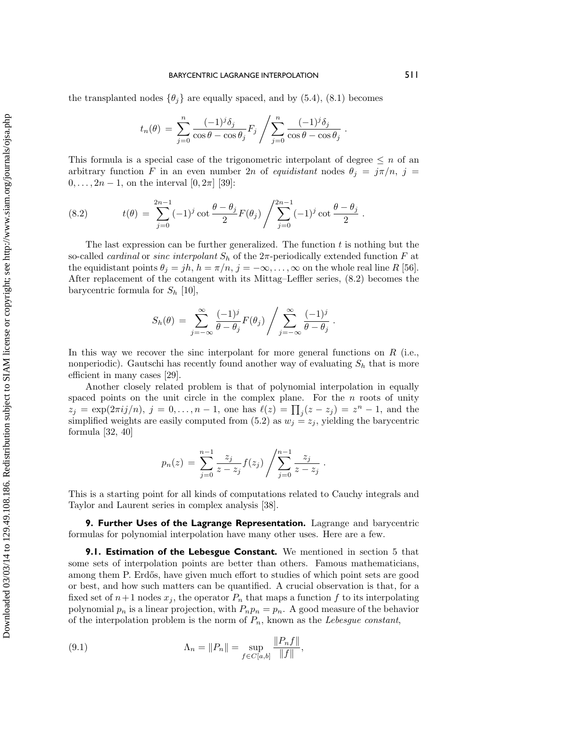the transplanted nodes $\{\theta_j\}$ are equally spaced, and by (5.4), (8.1) becomes

$$t_n(\theta) = \sum_{j=0}^{n} \frac{(-1)^j \delta_j}{\cos\theta - \cos\theta_j} F_j \Bigg/ \sum_{j=0}^{n} \frac{(-1)^j \delta_j}{\cos\theta - \cos\theta_j} \,.$$

This formula is a special case of the trigonometric interpolant of degree $\leq n$ of an arbitrary function $F$ in an even number $2n$ of *equidistant* nodes $\theta_j = j\pi/n$, $j = 0, \ldots, 2n-1$, on the interval $[0, 2\pi]$ [39]:

$$t(\theta) = \sum_{j=0}^{2n-1} (-1)^j \cot\frac{\theta - \theta_j}{2} F(\theta_j) \Bigg/ \sum_{j=0}^{2n-1} (-1)^j \cot\frac{\theta - \theta_j}{2} \,. \tag{8.2}$$

The last expression can be further generalized. The function $t$ is nothing but the so-called *cardinal* or *sinc interpolant* $S_h$ of the $2\pi$-periodically extended function $F$ at the equidistant points $\theta_j = jh$, $h = \pi/n$, $j = -\infty, \ldots, \infty$ on the whole real line $R$ [56]. After replacement of the cotangent with its Mittag–Leffler series, (8.2) becomes the barycentric formula for $S_h$ [10],

$$S_h(\theta) = \sum_{j=-\infty}^{\infty} \frac{(-1)^j}{\theta - \theta_j} F(\theta_j) \Bigg/ \sum_{j=-\infty}^{\infty} \frac{(-1)^j}{\theta - \theta_j} \,.$$

In this way we recover the sinc interpolant for more general functions on $R$ (i.e., nonperiodic). Gautschi has recently found another way of evaluating $S_h$ that is more efficient in many cases [29].

Another closely related problem is that of polynomial interpolation in equally spaced points on the unit circle in the complex plane. For the $n$ roots of unity $z_j = \exp(2\pi i j/n)$, $j = 0, \ldots, n-1$, one has $\ell(z) = \prod_j (z - z_j) = z^n - 1$, and the simplified weights are easily computed from (5.2) as $w_j = z_j$, yielding the barycentric formula [32, 40]

$$p_n(z) = \sum_{j=0}^{n-1} \frac{z_j}{z - z_j} f(z_j) \Bigg/ \sum_{j=0}^{n-1} \frac{z_j}{z - z_j} \,.$$

This is a starting point for all kinds of computations related to Cauchy integrals and Taylor and Laurent series in complex analysis [38].

## 9. Further Uses of the Lagrange Representation.

Lagrange and barycentric formulas for polynomial interpolation have many other uses. Here are a few.

### 9.1. Estimation of the Lebesgue Constant.

We mentioned in section 5 that some sets of interpolation points are better than others. Famous mathematicians, among them P. Erdős, have given much effort to studies of which point sets are good or best, and how such matters can be quantified. A crucial observation is that, for a fixed set of $n+1$ nodes $x_j$, the operator $P_n$ that maps a function $f$ to its interpolating polynomial $p_n$ is a linear projection, with $P_n p_n = p_n$. A good measure of the behavior of the interpolation problem is the norm of $P_n$, known as the *Lebesgue constant*,

$$\Lambda_n = \|P_n\| = \sup_{f \in C[a,b]} \frac{\|P_n f\|}{\|f\|}, \tag{9.1}$$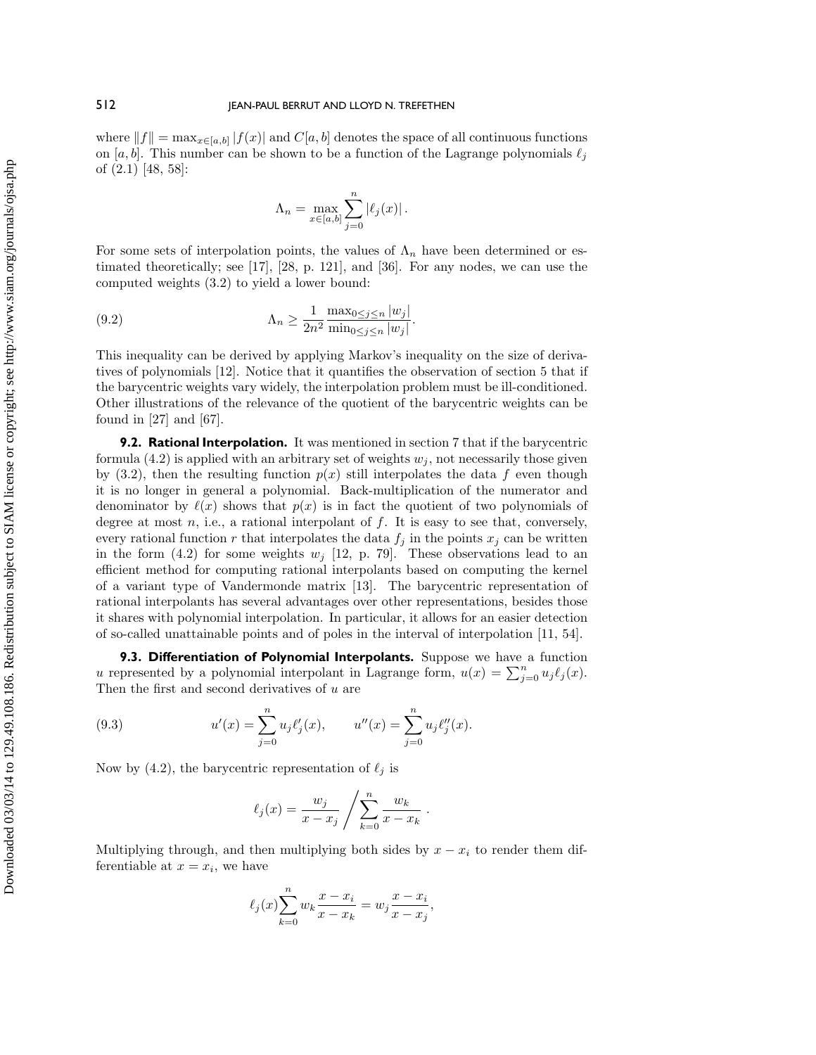where $\|f\| = \max_{x\in[a,b]} |f(x)|$ and $C[a,b]$ denotes the space of all continuous functions on $[a,b]$. This number can be shown to be a function of the Lagrange polynomials $\ell_j$ of (2.1) [48, 58]:

$$\Lambda_n = \max_{x\in[a,b]} \sum_{j=0}^{n} |\ell_j(x)| .$$

For some sets of interpolation points, the values of $\Lambda_n$ have been determined or estimated theoretically; see [17], [28, p. 121], and [36]. For any nodes, we can use the computed weights (3.2) to yield a lower bound:

$$\Lambda_n \geq \frac{1}{2n^2} \frac{\max_{0\leq j\leq n} |w_j|}{\min_{0\leq j\leq n} |w_j|}. \tag{9.2}$$

This inequality can be derived by applying Markov's inequality on the size of derivatives of polynomials [12]. Notice that it quantifies the observation of section 5 that if the barycentric weights vary widely, the interpolation problem must be ill-conditioned. Other illustrations of the relevance of the quotient of the barycentric weights can be found in [27] and [67].

### 9.2. Rational Interpolation.

It was mentioned in section 7 that if the barycentric formula (4.2) is applied with an arbitrary set of weights $w_j$, not necessarily those given by (3.2), then the resulting function $p(x)$ still interpolates the data $f$ even though it is no longer in general a polynomial. Back-multiplication of the numerator and denominator by $\ell(x)$ shows that $p(x)$ is in fact the quotient of two polynomials of degree at most $n$, i.e., a rational interpolant of $f$. It is easy to see that, conversely, every rational function $r$ that interpolates the data $f_j$ in the points $x_j$ can be written in the form (4.2) for some weights $w_j$ [12, p. 79]. These observations lead to an efficient method for computing rational interpolants based on computing the kernel of a variant type of Vandermonde matrix [13]. The barycentric representation of rational interpolants has several advantages over other representations, besides those it shares with polynomial interpolation. In particular, it allows for an easier detection of so-called unattainable points and of poles in the interval of interpolation [11, 54].

### 9.3. Differentiation of Polynomial Interpolants.

Suppose we have a function $u$ represented by a polynomial interpolant in Lagrange form, $u(x) = \sum_{j=0}^{n} u_j \ell_j(x)$. Then the first and second derivatives of $u$ are

$$u'(x) = \sum_{j=0}^{n} u_j \ell_j'(x), \qquad u''(x) = \sum_{j=0}^{n} u_j \ell_j''(x). \tag{9.3}$$

Now by (4.2), the barycentric representation of $\ell_j$ is

$$\ell_j(x) = \frac{w_j}{x - x_j} \Bigg/ \sum_{k=0}^{n} \frac{w_k}{x - x_k} .$$

Multiplying through, and then multiplying both sides by $x - x_i$ to render them differentiable at $x = x_i$, we have

$$\ell_j(x) \sum_{k=0}^{n} w_k \frac{x - x_i}{x - x_k} = w_j \frac{x - x_i}{x - x_j},$$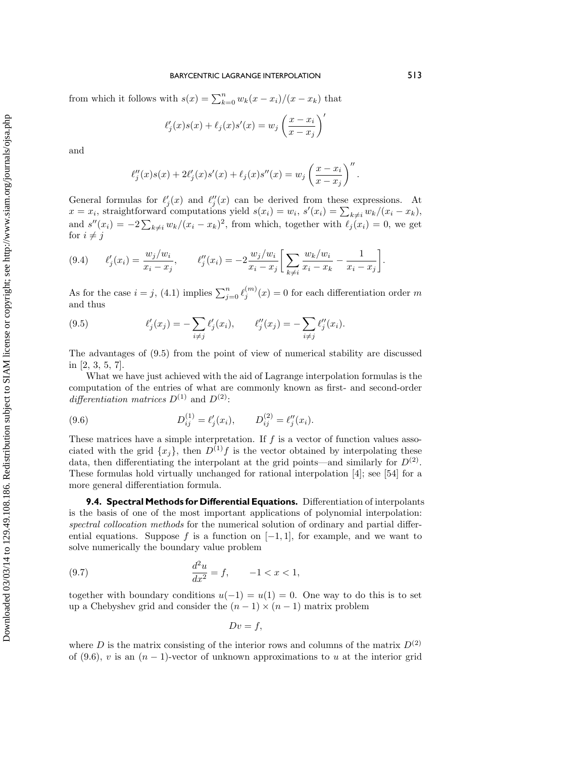from which it follows with $s(x) = \sum_{k=0}^{n} w_k(x - x_i)/(x - x_k)$ that

$$\ell_j'(x)s(x) + \ell_j(x)s'(x) = w_j \left(\frac{x - x_i}{x - x_j}\right)'$$

and

$$\ell_j''(x)s(x) + 2\ell_j'(x)s'(x) + \ell_j(x)s''(x) = w_j \left(\frac{x - x_i}{x - x_j}\right)''.$$

General formulas for $\ell_j'(x)$ and $\ell_j''(x)$ can be derived from these expressions. At $x = x_i$, straightforward computations yield $s(x_i) = w_i$, $s'(x_i) = \sum_{k \neq i} w_k/(x_i - x_k)$, and $s''(x_i) = -2\sum_{k \neq i} w_k/(x_i - x_k)^2$, from which, together with $\ell_j(x_i) = 0$, we get for $i \neq j$

$$\ell_j'(x_i) = \frac{w_j/w_i}{x_i - x_j}, \qquad \ell_j''(x_i) = -2\frac{w_j/w_i}{x_i - x_j}\left[\sum_{k \neq i} \frac{w_k/w_i}{x_i - x_k} - \frac{1}{x_i - x_j}\right]. \tag{9.4}$$

As for the case $i = j$, (4.1) implies $\sum_{j=0}^{n} \ell_j^{(m)}(x) = 0$ for each differentiation order $m$ and thus

$$\ell_j'(x_j) = -\sum_{i \neq j} \ell_j'(x_i), \qquad \ell_j''(x_j) = -\sum_{i \neq j} \ell_j''(x_i). \tag{9.5}$$

The advantages of (9.5) from the point of view of numerical stability are discussed in [2, 3, 5, 7].

What we have just achieved with the aid of Lagrange interpolation formulas is the computation of the entries of what are commonly known as first- and second-order *differentiation matrices* $D^{(1)}$ and $D^{(2)}$:

$$D_{ij}^{(1)} = \ell_j'(x_i), \qquad D_{ij}^{(2)} = \ell_j''(x_i). \tag{9.6}$$

These matrices have a simple interpretation. If $f$ is a vector of function values associated with the grid $\{x_j\}$, then $D^{(1)}f$ is the vector obtained by interpolating these data, then differentiating the interpolant at the grid points—and similarly for $D^{(2)}$. These formulas hold virtually unchanged for rational interpolation [4]; see [54] for a more general differentiation formula.

**9.4. Spectral Methods for Differential Equations.** Differentiation of interpolants is the basis of one of the most important applications of polynomial interpolation: *spectral collocation methods* for the numerical solution of ordinary and partial differential equations. Suppose $f$ is a function on $[-1, 1]$, for example, and we want to solve numerically the boundary value problem

$$\frac{d^2u}{dx^2} = f, \qquad -1 < x < 1, \tag{9.7}$$

together with boundary conditions $u(-1) = u(1) = 0$. One way to do this is to set up a Chebyshev grid and consider the $(n-1) \times (n-1)$ matrix problem

$$Dv = f,$$

where $D$ is the matrix consisting of the interior rows and columns of the matrix $D^{(2)}$ of (9.6), $v$ is an $(n-1)$-vector of unknown approximations to $u$ at the interior grid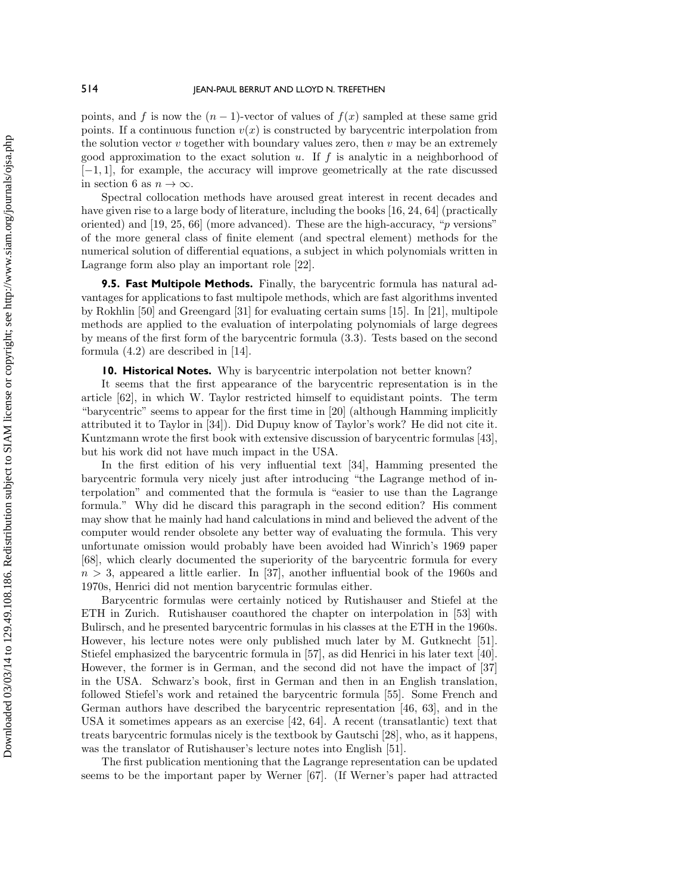points, and $f$ is now the $(n-1)$-vector of values of $f(x)$ sampled at these same grid points. If a continuous function $v(x)$ is constructed by barycentric interpolation from the solution vector $v$ together with boundary values zero, then $v$ may be an extremely good approximation to the exact solution $u$. If $f$ is analytic in a neighborhood of $[-1,1]$, for example, the accuracy will improve geometrically at the rate discussed in section 6 as $n \to \infty$.

Spectral collocation methods have aroused great interest in recent decades and have given rise to a large body of literature, including the books [16, 24, 64] (practically oriented) and [19, 25, 66] (more advanced). These are the high-accuracy, "$p$ versions" of the more general class of finite element (and spectral element) methods for the numerical solution of differential equations, a subject in which polynomials written in Lagrange form also play an important role [22].

### 9.5. Fast Multipole Methods.

Finally, the barycentric formula has natural advantages for applications to fast multipole methods, which are fast algorithms invented by Rokhlin [50] and Greengard [31] for evaluating certain sums [15]. In [21], multipole methods are applied to the evaluation of interpolating polynomials of large degrees by means of the first form of the barycentric formula (3.3). Tests based on the second formula (4.2) are described in [14].

## 10. Historical Notes.

Why is barycentric interpolation not better known?

It seems that the first appearance of the barycentric representation is in the article [62], in which W. Taylor restricted himself to equidistant points. The term "barycentric" seems to appear for the first time in [20] (although Hamming implicitly attributed it to Taylor in [34]). Did Dupuy know of Taylor's work? He did not cite it. Kuntzmann wrote the first book with extensive discussion of barycentric formulas [43], but his work did not have much impact in the USA.

In the first edition of his very influential text [34], Hamming presented the barycentric formula very nicely just after introducing "the Lagrange method of interpolation" and commented that the formula is "easier to use than the Lagrange formula." Why did he discard this paragraph in the second edition? His comment may show that he mainly had hand calculations in mind and believed the advent of the computer would render obsolete any better way of evaluating the formula. This very unfortunate omission would probably have been avoided had Winrich's 1969 paper [68], which clearly documented the superiority of the barycentric formula for every $n > 3$, appeared a little earlier. In [37], another influential book of the 1960s and 1970s, Henrici did not mention barycentric formulas either.

Barycentric formulas were certainly noticed by Rutishauser and Stiefel at the ETH in Zurich. Rutishauser coauthored the chapter on interpolation in [53] with Bulirsch, and he presented barycentric formulas in his classes at the ETH in the 1960s. However, his lecture notes were only published much later by M. Gutknecht [51]. Stiefel emphasized the barycentric formula in [57], as did Henrici in his later text [40]. However, the former is in German, and the second did not have the impact of [37] in the USA. Schwarz's book, first in German and then in an English translation, followed Stiefel's work and retained the barycentric formula [55]. Some French and German authors have described the barycentric representation [46, 63], and in the USA it sometimes appears as an exercise [42, 64]. A recent (transatlantic) text that treats barycentric formulas nicely is the textbook by Gautschi [28], who, as it happens, was the translator of Rutishauser's lecture notes into English [51].

The first publication mentioning that the Lagrange representation can be updated seems to be the important paper by Werner [67]. (If Werner's paper had attracted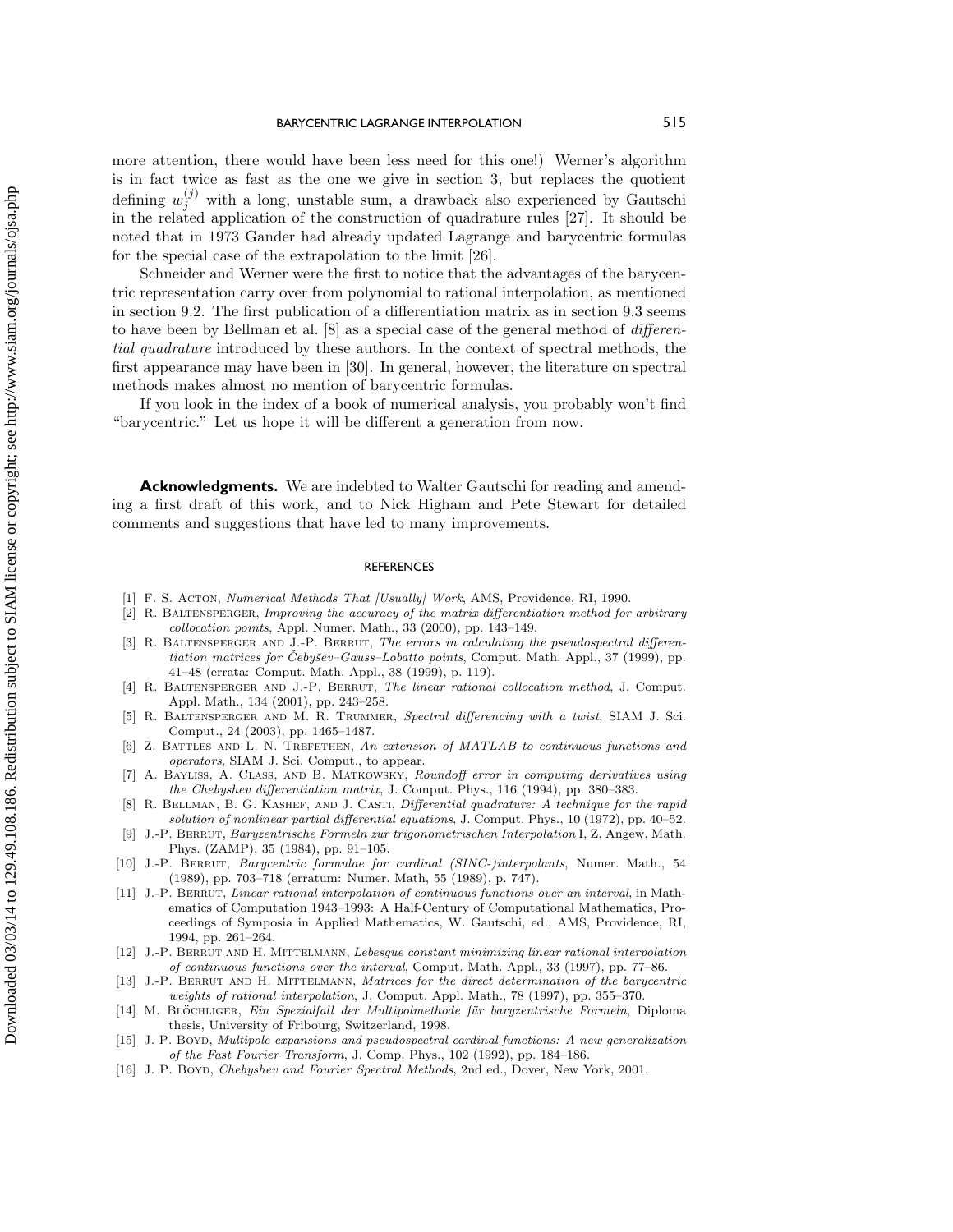more attention, there would have been less need for this one!) Werner's algorithm is in fact twice as fast as the one we give in section 3, but replaces the quotient defining $w_j^{(j)}$ with a long, unstable sum, a drawback also experienced by Gautschi in the related application of the construction of quadrature rules [27]. It should be noted that in 1973 Gander had already updated Lagrange and barycentric formulas for the special case of the extrapolation to the limit [26].

Schneider and Werner were the first to notice that the advantages of the barycentric representation carry over from polynomial to rational interpolation, as mentioned in section 9.2. The first publication of a differentiation matrix as in section 9.3 seems to have been by Bellman et al. [8] as a special case of the general method of *differential quadrature* introduced by these authors. In the context of spectral methods, the first appearance may have been in [30]. In general, however, the literature on spectral methods makes almost no mention of barycentric formulas.

If you look in the index of a book of numerical analysis, you probably won't find "barycentric." Let us hope it will be different a generation from now.

**Acknowledgments.** We are indebted to Walter Gautschi for reading and amending a first draft of this work, and to Nick Higham and Pete Stewart for detailed comments and suggestions that have led to many improvements.

## REFERENCES

[1] F. S. Acton, *Numerical Methods That [Usually] Work*, AMS, Providence, RI, 1990.

[2] R. Baltensperger, *Improving the accuracy of the matrix differentiation method for arbitrary collocation points*, Appl. Numer. Math., 33 (2000), pp. 143–149.

[3] R. Baltensperger and J.-P. Berrut, *The errors in calculating the pseudospectral differentiation matrices for Čebyšev–Gauss–Lobatto points*, Comput. Math. Appl., 37 (1999), pp. 41–48 (errata: Comput. Math. Appl., 38 (1999), p. 119).

[4] R. Baltensperger and J.-P. Berrut, *The linear rational collocation method*, J. Comput. Appl. Math., 134 (2001), pp. 243–258.

[5] R. Baltensperger and M. R. Trummer, *Spectral differencing with a twist*, SIAM J. Sci. Comput., 24 (2003), pp. 1465–1487.

[6] Z. Battles and L. N. Trefethen, *An extension of MATLAB to continuous functions and operators*, SIAM J. Sci. Comput., to appear.

[7] A. Bayliss, A. Class, and B. Matkowsky, *Roundoff error in computing derivatives using the Chebyshev differentiation matrix*, J. Comput. Phys., 116 (1994), pp. 380–383.

[8] R. Bellman, B. G. Kashef, and J. Casti, *Differential quadrature: A technique for the rapid solution of nonlinear partial differential equations*, J. Comput. Phys., 10 (1972), pp. 40–52.

[9] J.-P. Berrut, *Baryzentrische Formeln zur trigonometrischen Interpolation* I, Z. Angew. Math. Phys. (ZAMP), 35 (1984), pp. 91–105.

[10] J.-P. Berrut, *Barycentric formulae for cardinal (SINC-)interpolants*, Numer. Math., 54 (1989), pp. 703–718 (erratum: Numer. Math, 55 (1989), p. 747).

[11] J.-P. Berrut, *Linear rational interpolation of continuous functions over an interval*, in Mathematics of Computation 1943–1993: A Half-Century of Computational Mathematics, Proceedings of Symposia in Applied Mathematics, W. Gautschi, ed., AMS, Providence, RI, 1994, pp. 261–264.

[12] J.-P. Berrut and H. Mittelmann, *Lebesgue constant minimizing linear rational interpolation of continuous functions over the interval*, Comput. Math. Appl., 33 (1997), pp. 77–86.

[13] J.-P. Berrut and H. Mittelmann, *Matrices for the direct determination of the barycentric weights of rational interpolation*, J. Comput. Appl. Math., 78 (1997), pp. 355–370.

[14] M. Blöchliger, *Ein Spezialfall der Multipolmethode für baryzentrische Formeln*, Diploma thesis, University of Fribourg, Switzerland, 1998.

[15] J. P. Boyd, *Multipole expansions and pseudospectral cardinal functions: A new generalization of the Fast Fourier Transform*, J. Comp. Phys., 102 (1992), pp. 184–186.

[16] J. P. Boyd, *Chebyshev and Fourier Spectral Methods*, 2nd ed., Dover, New York, 2001.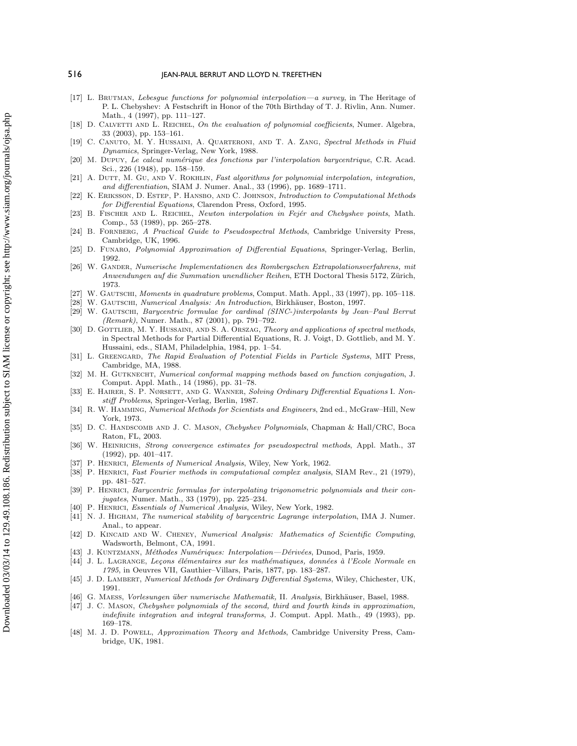[17] L. Brutman, *Lebesgue functions for polynomial interpolation—a survey*, in The Heritage of P. L. Chebyshev: A Festschrift in Honor of the 70th Birthday of T. J. Rivlin, Ann. Numer. Math., 4 (1997), pp. 111–127.

[18] D. Calvetti and L. Reichel, *On the evaluation of polynomial coefficients*, Numer. Algebra, 33 (2003), pp. 153–161.

[19] C. Canuto, M. Y. Hussaini, A. Quarteroni, and T. A. Zang, *Spectral Methods in Fluid Dynamics*, Springer-Verlag, New York, 1988.

[20] M. Dupuy, *Le calcul numérique des fonctions par l'interpolation barycentrique*, C.R. Acad. Sci., 226 (1948), pp. 158–159.

[21] A. Dutt, M. Gu, and V. Rokhlin, *Fast algorithms for polynomial interpolation, integration, and differentiation*, SIAM J. Numer. Anal., 33 (1996), pp. 1689–1711.

[22] K. Eriksson, D. Estep, P. Hansbo, and C. Johnson, *Introduction to Computational Methods for Differential Equations*, Clarendon Press, Oxford, 1995.

[23] B. Fischer and L. Reichel, *Newton interpolation in Fejér and Chebyshev points*, Math. Comp., 53 (1989), pp. 265–278.

[24] B. Fornberg, *A Practical Guide to Pseudospectral Methods*, Cambridge University Press, Cambridge, UK, 1996.

[25] D. Funaro, *Polynomial Approximation of Differential Equations*, Springer-Verlag, Berlin, 1992.

[26] W. Gander, *Numerische Implementationen des Rombergschen Extrapolationsverfahrens, mit Anwendungen auf die Summation unendlicher Reihen*, ETH Doctoral Thesis 5172, Zürich, 1973.

[27] W. Gautschi, *Moments in quadrature problems*, Comput. Math. Appl., 33 (1997), pp. 105–118.

[28] W. Gautschi, *Numerical Analysis: An Introduction*, Birkhäuser, Boston, 1997.

[29] W. Gautschi, *Barycentric formulae for cardinal (SINC-)interpolants by Jean–Paul Berrut (Remark)*, Numer. Math., 87 (2001), pp. 791–792.

[30] D. Gottlieb, M. Y. Hussaini, and S. A. Orszag, *Theory and applications of spectral methods*, in Spectral Methods for Partial Differential Equations, R. J. Voigt, D. Gottlieb, and M. Y. Hussaini, eds., SIAM, Philadelphia, 1984, pp. 1–54.

[31] L. Greengard, *The Rapid Evaluation of Potential Fields in Particle Systems*, MIT Press, Cambridge, MA, 1988.

[32] M. H. Gutknecht, *Numerical conformal mapping methods based on function conjugation*, J. Comput. Appl. Math., 14 (1986), pp. 31–78.

[33] E. Hairer, S. P. Nørsett, and G. Wanner, *Solving Ordinary Differential Equations* I. *Nonstiff Problems*, Springer-Verlag, Berlin, 1987.

[34] R. W. Hamming, *Numerical Methods for Scientists and Engineers*, 2nd ed., McGraw–Hill, New York, 1973.

[35] D. C. Handscomb and J. C. Mason, *Chebyshev Polynomials*, Chapman & Hall/CRC, Boca Raton, FL, 2003.

[36] W. Heinrichs, *Strong convergence estimates for pseudospectral methods*, Appl. Math., 37 (1992), pp. 401–417.

[37] P. Henrici, *Elements of Numerical Analysis*, Wiley, New York, 1962.

[38] P. Henrici, *Fast Fourier methods in computational complex analysis*, SIAM Rev., 21 (1979), pp. 481–527.

[39] P. Henrici, *Barycentric formulas for interpolating trigonometric polynomials and their conjugates*, Numer. Math., 33 (1979), pp. 225–234.

[40] P. Henrici, *Essentials of Numerical Analysis*, Wiley, New York, 1982.

[41] N. J. Higham, *The numerical stability of barycentric Lagrange interpolation*, IMA J. Numer. Anal., to appear.

[42] D. Kincaid and W. Cheney, *Numerical Analysis: Mathematics of Scientific Computing*, Wadsworth, Belmont, CA, 1991.

[43] J. Kuntzmann, *Méthodes Numériques: Interpolation—Dérivées*, Dunod, Paris, 1959.

[44] J. L. Lagrange, *Leçons élémentaires sur les mathématiques, données à l'Ecole Normale en 1795*, in Oeuvres VII, Gauthier–Villars, Paris, 1877, pp. 183–287.

[45] J. D. Lambert, *Numerical Methods for Ordinary Differential Systems*, Wiley, Chichester, UK, 1991.

[46] G. Maess, *Vorlesungen über numerische Mathematik*, II. *Analysis*, Birkhäuser, Basel, 1988.

[47] J. C. Mason, *Chebyshev polynomials of the second, third and fourth kinds in approximation, indefinite integration and integral transforms*, J. Comput. Appl. Math., 49 (1993), pp. 169–178.

[48] M. J. D. Powell, *Approximation Theory and Methods*, Cambridge University Press, Cambridge, UK, 1981.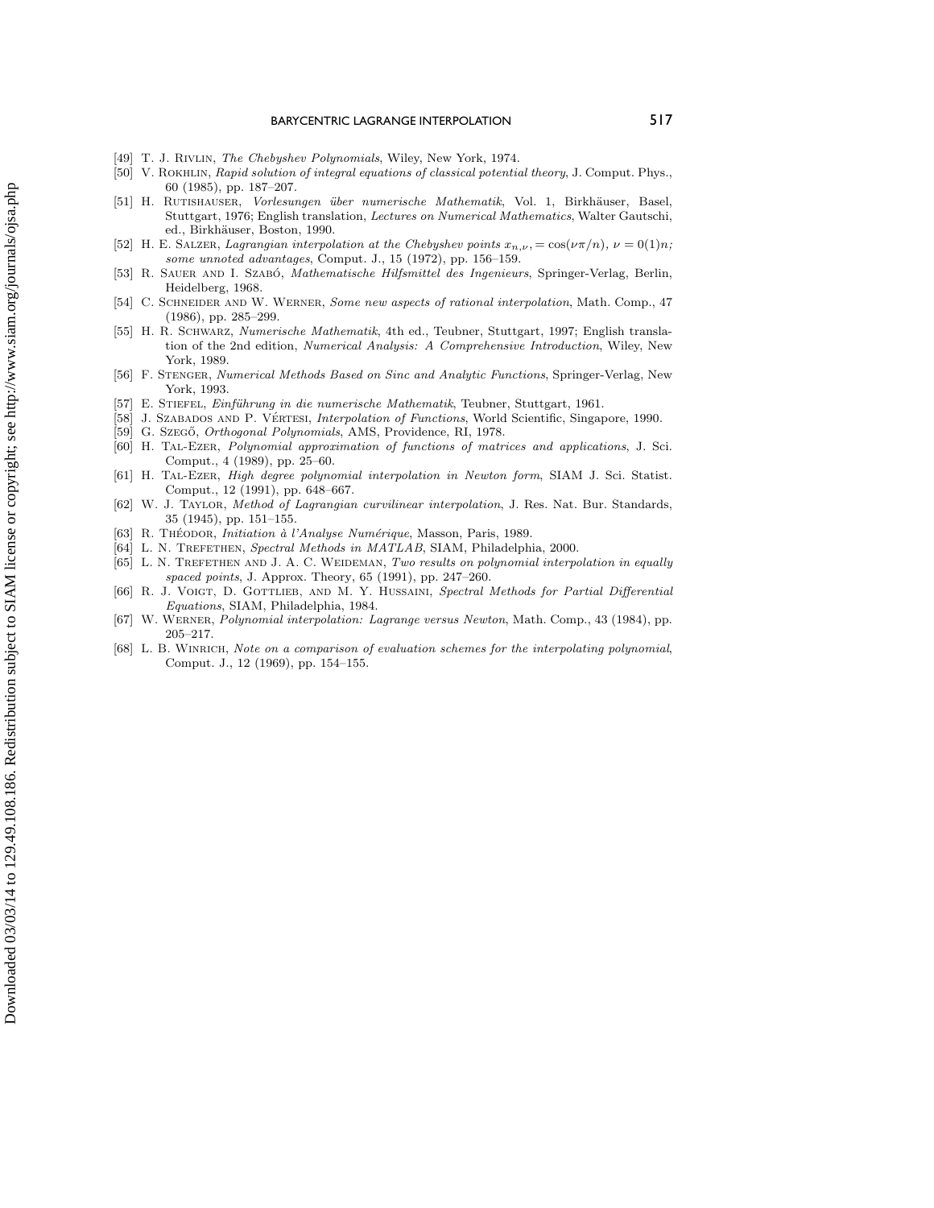[49] T. J. Rivlin, *The Chebyshev Polynomials*, Wiley, New York, 1974.

[50] V. Rokhlin, *Rapid solution of integral equations of classical potential theory*, J. Comput. Phys., 60 (1985), pp. 187–207.

[51] H. Rutishauser, *Vorlesungen über numerische Mathematik*, Vol. 1, Birkhäuser, Basel, Stuttgart, 1976; English translation, *Lectures on Numerical Mathematics*, Walter Gautschi, ed., Birkhäuser, Boston, 1990.

[52] H. E. Salzer, *Lagrangian interpolation at the Chebyshev points* $x_{n,\nu}, = \cos(\nu\pi/n)$, $\nu = 0(1)n$*; some unnoted advantages*, Comput. J., 15 (1972), pp. 156–159.

[53] R. Sauer and I. Szabó, *Mathematische Hilfsmittel des Ingenieurs*, Springer-Verlag, Berlin, Heidelberg, 1968.

[54] C. Schneider and W. Werner, *Some new aspects of rational interpolation*, Math. Comp., 47 (1986), pp. 285–299.

[55] H. R. Schwarz, *Numerische Mathematik*, 4th ed., Teubner, Stuttgart, 1997; English translation of the 2nd edition, *Numerical Analysis: A Comprehensive Introduction*, Wiley, New York, 1989.

[56] F. Stenger, *Numerical Methods Based on Sinc and Analytic Functions*, Springer-Verlag, New York, 1993.

[57] E. Stiefel, *Einführung in die numerische Mathematik*, Teubner, Stuttgart, 1961.

[58] J. Szabados and P. Vértesi, *Interpolation of Functions*, World Scientific, Singapore, 1990.

[59] G. Szegő, *Orthogonal Polynomials*, AMS, Providence, RI, 1978.

[60] H. Tal-Ezer, *Polynomial approximation of functions of matrices and applications*, J. Sci. Comput., 4 (1989), pp. 25–60.

[61] H. Tal-Ezer, *High degree polynomial interpolation in Newton form*, SIAM J. Sci. Statist. Comput., 12 (1991), pp. 648–667.

[62] W. J. Taylor, *Method of Lagrangian curvilinear interpolation*, J. Res. Nat. Bur. Standards, 35 (1945), pp. 151–155.

[63] R. Théodor, *Initiation à l'Analyse Numérique*, Masson, Paris, 1989.

[64] L. N. Trefethen, *Spectral Methods in MATLAB*, SIAM, Philadelphia, 2000.

[65] L. N. Trefethen and J. A. C. Weideman, *Two results on polynomial interpolation in equally spaced points*, J. Approx. Theory, 65 (1991), pp. 247–260.

[66] R. J. Voigt, D. Gottlieb, and M. Y. Hussaini, *Spectral Methods for Partial Differential Equations*, SIAM, Philadelphia, 1984.

[67] W. Werner, *Polynomial interpolation: Lagrange versus Newton*, Math. Comp., 43 (1984), pp. 205–217.

[68] L. B. Winrich, *Note on a comparison of evaluation schemes for the interpolating polynomial*, Comput. J., 12 (1969), pp. 154–155.